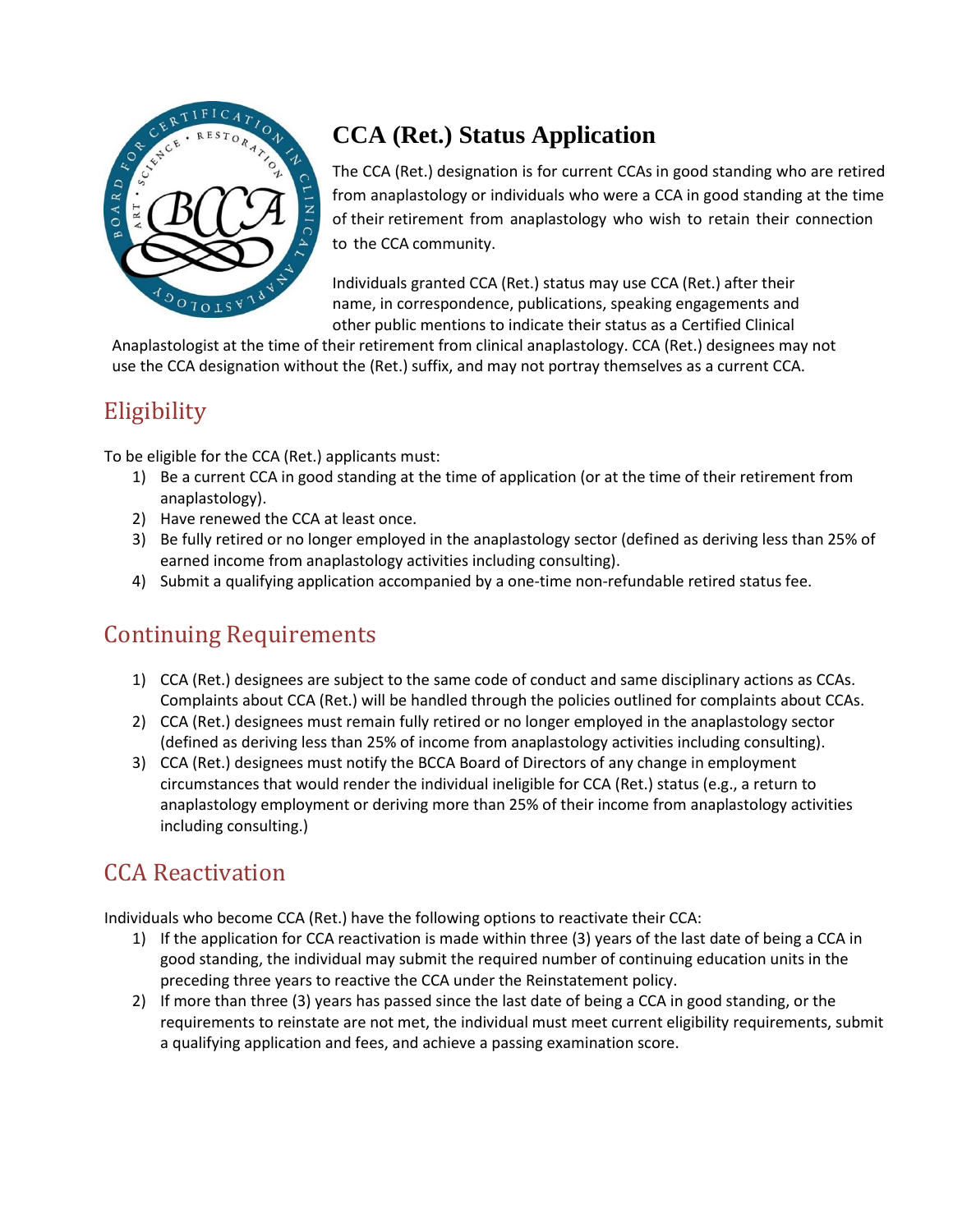# CCA (Ret.) Status Application

The CCA (Ret.) designation is for current CCAs in good standing who are retired from anaplastology or individuals who were a CCA in good standing at the time of their retirement from anaplastology who wish to retain their connection to the CCA community.

Individuals granted CCA (Ret.) status may use CCA (Ret.) after their name, in correspondence, publications, speaking engagements and other public mentions to indicate their status as a Certified Clinical Anaplastologist at the time of their retirement from clinical anaplastology. CCA (Ret.) designees may not use the CCA designation without the (Ret.) suffix, and may not portray themselves as a current CCA.

## Eligibility

To be eligible for the CCA (Ret.) applicants must:

1) Be a current CCA in good standing at the time of application (or at the time of their retirement from anaplastology).
2) Have renewed the CCA at least once.
3) Be fully retired or no longer employed in the anaplastology sector (defined as deriving less than 25% of earned income from anaplastology activities including consulting).
4) Submit a qualifying application accompanied by a one-time non-refundable retired status fee.

## Continuing Requirements

1) CCA (Ret.) designees are subject to the same code of conduct and same disciplinary actions as CCAs. Complaints about CCA (Ret.) will be handled through the policies outlined for complaints about CCAs.
2) CCA (Ret.) designees must remain fully retired or no longer employed in the anaplastology sector (defined as deriving less than 25% of income from anaplastology activities including consulting).
3) CCA (Ret.) designees must notify the BCCA Board of Directors of any change in employment circumstances that would render the individual ineligible for CCA (Ret.) status (e.g., a return to anaplastology employment or deriving more than 25% of their income from anaplastology activities including consulting.)

## CCA Reactivation

Individuals who become CCA (Ret.) have the following options to reactivate their CCA:

1) If the application for CCA reactivation is made within three (3) years of the last date of being a CCA in good standing, the individual may submit the required number of continuing education units in the preceding three years to reactive the CCA under the Reinstatement policy.
2) If more than three (3) years has passed since the last date of being a CCA in good standing, or the requirements to reinstate are not met, the individual must meet current eligibility requirements, submit a qualifying application and fees, and achieve a passing examination score.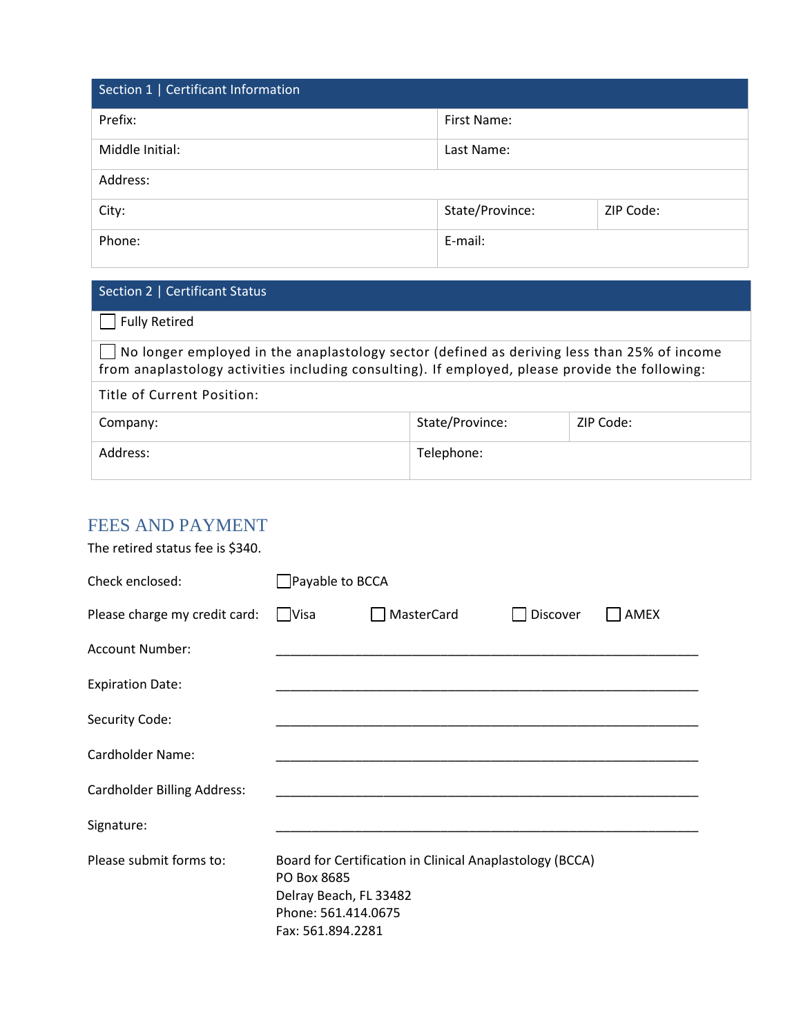| Section 1 \| Certificant Information | | |
| --- | --- | --- |
| Prefix: | First Name: | |
| Middle Initial: | Last Name: | |
| Address: | | |
| City: | State/Province: | ZIP Code: |
| Phone: | E-mail: | |

| Section 2 \| Certificant Status | | |
| --- | --- | --- |
| ☐ Fully Retired | | |
| ☐ No longer employed in the anaplastology sector (defined as deriving less than 25% of income from anaplastology activities including consulting). If employed, please provide the following: | | |
| Title of Current Position: | | |
| Company: | State/Province: | ZIP Code: |
| Address: | Telephone: | |

## FEES AND PAYMENT

The retired status fee is $340.

Check enclosed: ☐ Payable to BCCA

Please charge my credit card: ☐ Visa ☐ MasterCard ☐ Discover ☐ AMEX

Account Number: ____________________________________________________________

Expiration Date: ____________________________________________________________

Security Code: ____________________________________________________________

Cardholder Name: ____________________________________________________________

Cardholder Billing Address: ____________________________________________________________

Signature: ____________________________________________________________

Please submit forms to:

Board for Certification in Clinical Anaplastology (BCCA)
PO Box 8685
Delray Beach, FL 33482
Phone: 561.414.0675
Fax: 561.894.2281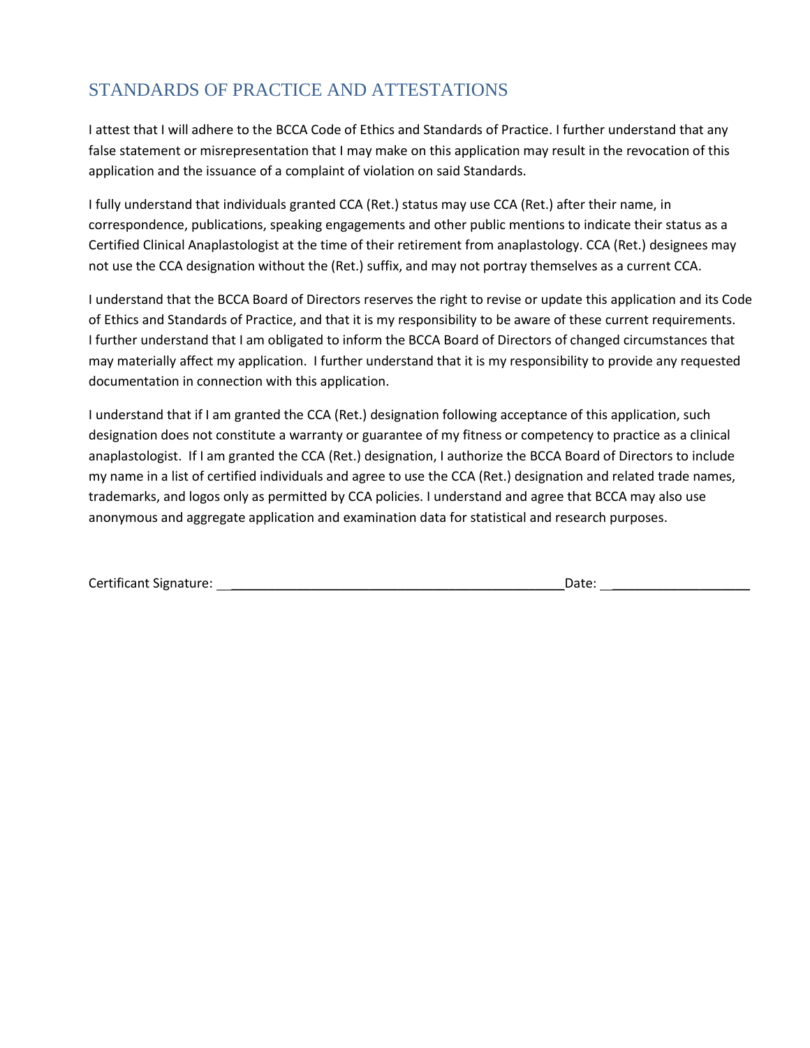## STANDARDS OF PRACTICE AND ATTESTATIONS

I attest that I will adhere to the BCCA Code of Ethics and Standards of Practice. I further understand that any false statement or misrepresentation that I may make on this application may result in the revocation of this application and the issuance of a complaint of violation on said Standards.

I fully understand that individuals granted CCA (Ret.) status may use CCA (Ret.) after their name, in correspondence, publications, speaking engagements and other public mentions to indicate their status as a Certified Clinical Anaplastologist at the time of their retirement from anaplastology. CCA (Ret.) designees may not use the CCA designation without the (Ret.) suffix, and may not portray themselves as a current CCA.

I understand that the BCCA Board of Directors reserves the right to revise or update this application and its Code of Ethics and Standards of Practice, and that it is my responsibility to be aware of these current requirements. I further understand that I am obligated to inform the BCCA Board of Directors of changed circumstances that may materially affect my application. I further understand that it is my responsibility to provide any requested documentation in connection with this application.

I understand that if I am granted the CCA (Ret.) designation following acceptance of this application, such designation does not constitute a warranty or guarantee of my fitness or competency to practice as a clinical anaplastologist. If I am granted the CCA (Ret.) designation, I authorize the BCCA Board of Directors to include my name in a list of certified individuals and agree to use the CCA (Ret.) designation and related trade names, trademarks, and logos only as permitted by CCA policies. I understand and agree that BCCA may also use anonymous and aggregate application and examination data for statistical and research purposes.

Certificant Signature: ______________________________________________ Date: ___________________